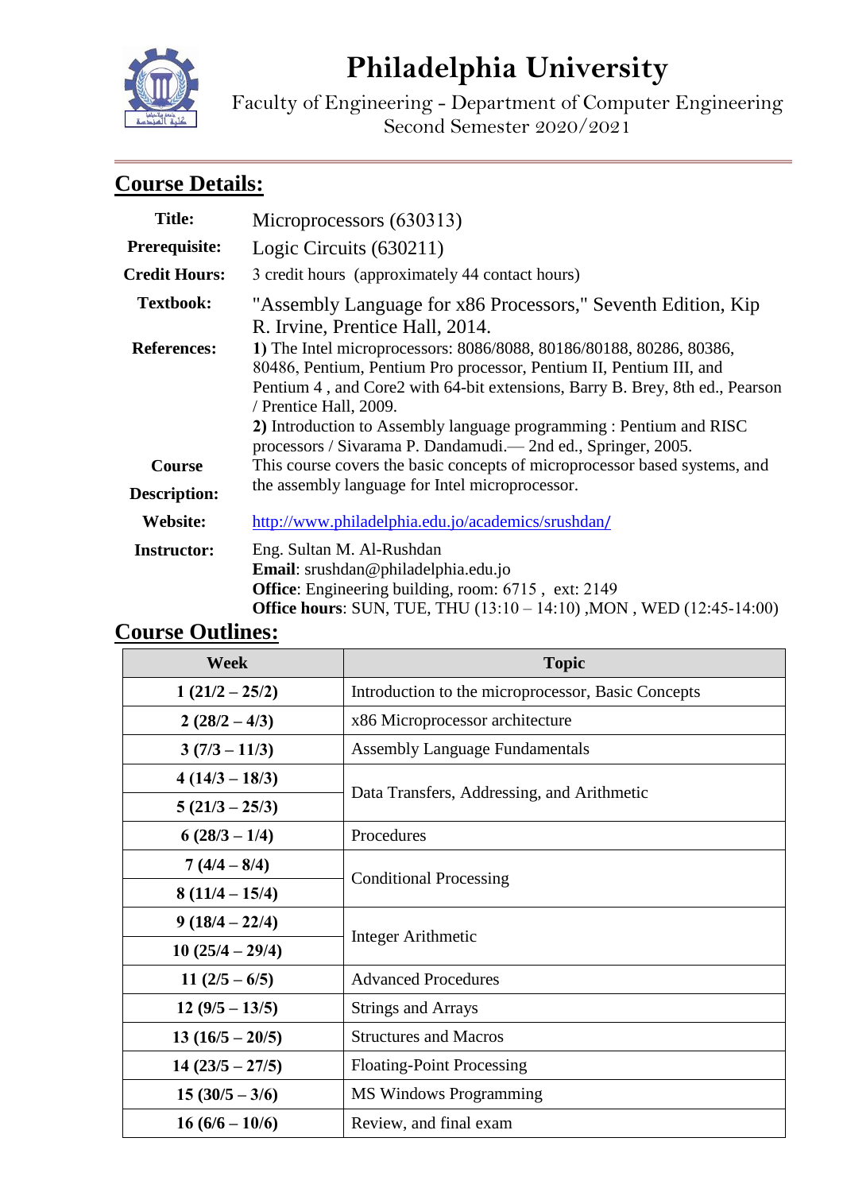# Philadelphia University

Faculty of Engineering - Department of Computer Engineering
Second Semester 2020/2021

## Course Details:

| | |
|---|---|
| **Title:** | Microprocessors (630313) |
| **Prerequisite:** | Logic Circuits (630211) |
| **Credit Hours:** | 3 credit hours (approximately 44 contact hours) |
| **Textbook:** | "Assembly Language for x86 Processors," Seventh Edition, Kip R. Irvine, Prentice Hall, 2014. |
| **References:** | **1)** The Intel microprocessors: 8086/8088, 80186/80188, 80286, 80386, 80486, Pentium, Pentium Pro processor, Pentium II, Pentium III, and Pentium 4 , and Core2 with 64-bit extensions, Barry B. Brey, 8th ed., Pearson / Prentice Hall, 2009. **2)** Introduction to Assembly language programming : Pentium and RISC processors / Sivarama P. Dandamudi.— 2nd ed., Springer, 2005. |
| **Course Description:** | This course covers the basic concepts of microprocessor based systems, and the assembly language for Intel microprocessor. |
| **Website:** | http://www.philadelphia.edu.jo/academics/srushdan/ |
| **Instructor:** | Eng. Sultan M. Al-Rushdan **Email**: srushdan@philadelphia.edu.jo **Office**: Engineering building, room: 6715 , ext: 2149 **Office hours**: SUN, TUE, THU (13:10 – 14:10) ,MON , WED (12:45-14:00) |

## Course Outlines:

| Week | Topic |
|---|---|
| **1 (21/2 – 25/2)** | Introduction to the microprocessor, Basic Concepts |
| **2 (28/2 – 4/3)** | x86 Microprocessor architecture |
| **3 (7/3 – 11/3)** | Assembly Language Fundamentals |
| **4 (14/3 – 18/3)** | Data Transfers, Addressing, and Arithmetic |
| **5 (21/3 – 25/3)** | |
| **6 (28/3 – 1/4)** | Procedures |
| **7 (4/4 – 8/4)** | Conditional Processing |
| **8 (11/4 – 15/4)** | |
| **9 (18/4 – 22/4)** | Integer Arithmetic |
| **10 (25/4 – 29/4)** | |
| **11 (2/5 – 6/5)** | Advanced Procedures |
| **12 (9/5 – 13/5)** | Strings and Arrays |
| **13 (16/5 – 20/5)** | Structures and Macros |
| **14 (23/5 – 27/5)** | Floating-Point Processing |
| **15 (30/5 – 3/6)** | MS Windows Programming |
| **16 (6/6 – 10/6)** | Review, and final exam |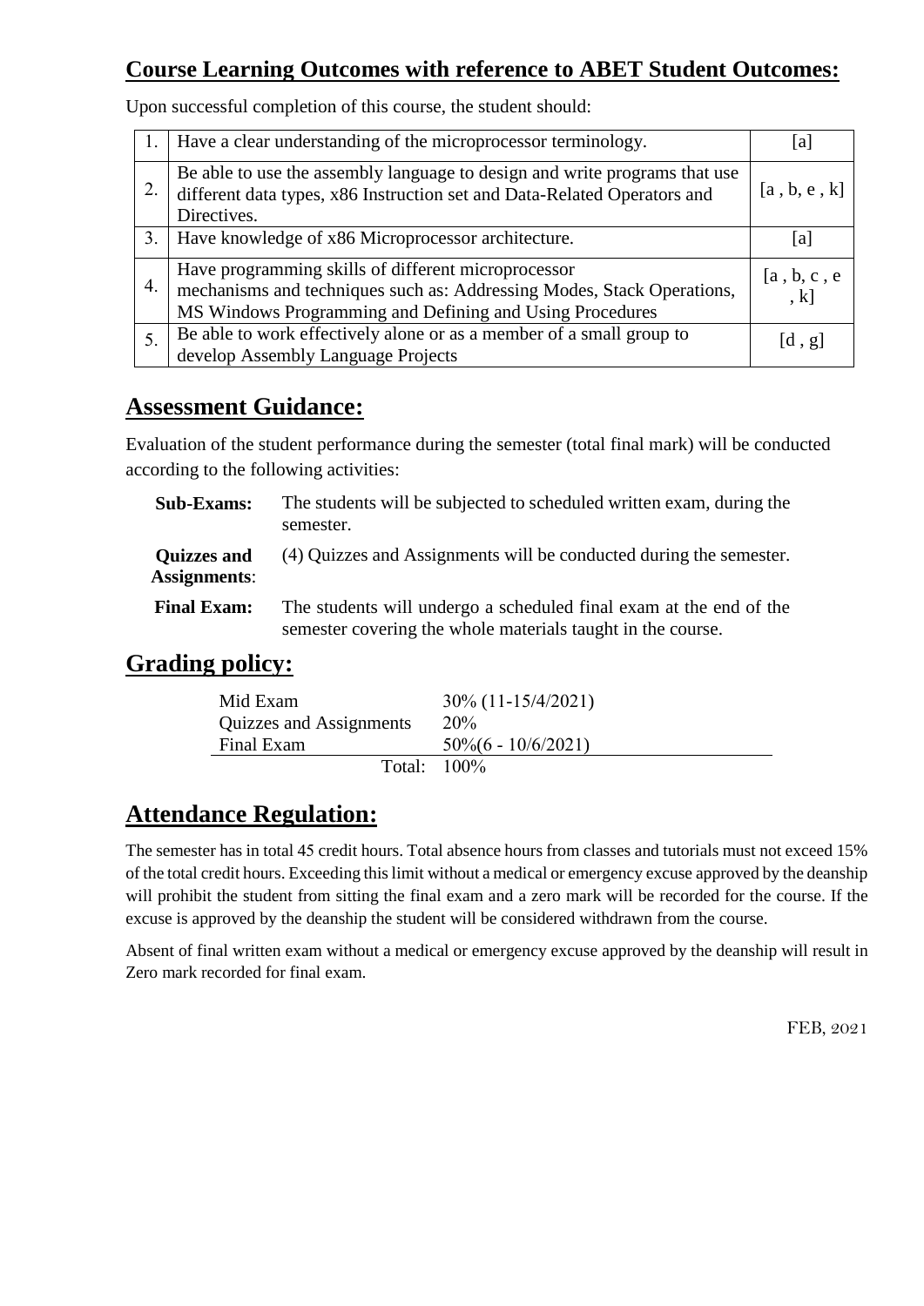## Course Learning Outcomes with reference to ABET Student Outcomes:

Upon successful completion of this course, the student should:

| | | |
|---|---|---|
| 1. | Have a clear understanding of the microprocessor terminology. | [a] |
| 2. | Be able to use the assembly language to design and write programs that use different data types, x86 Instruction set and Data-Related Operators and Directives. | [a , b, e , k] |
| 3. | Have knowledge of x86 Microprocessor architecture. | [a] |
| 4. | Have programming skills of different microprocessor mechanisms and techniques such as: Addressing Modes, Stack Operations, MS Windows Programming and Defining and Using Procedures | [a , b, c , e , k] |
| 5. | Be able to work effectively alone or as a member of a small group to develop Assembly Language Projects | [d , g] |

## Assessment Guidance:

Evaluation of the student performance during the semester (total final mark) will be conducted according to the following activities:

**Sub-Exams:** The students will be subjected to scheduled written exam, during the semester.

**Quizzes and Assignments**: (4) Quizzes and Assignments will be conducted during the semester.

**Final Exam:** The students will undergo a scheduled final exam at the end of the semester covering the whole materials taught in the course.

## Grading policy:

| | |
|---|---|
| Mid Exam | 30% (11-15/4/2021) |
| Quizzes and Assignments | 20% |
| Final Exam | 50%(6 - 10/6/2021) |
| Total: | 100% |

## Attendance Regulation:

The semester has in total 45 credit hours. Total absence hours from classes and tutorials must not exceed 15% of the total credit hours. Exceeding this limit without a medical or emergency excuse approved by the deanship will prohibit the student from sitting the final exam and a zero mark will be recorded for the course. If the excuse is approved by the deanship the student will be considered withdrawn from the course.

Absent of final written exam without a medical or emergency excuse approved by the deanship will result in Zero mark recorded for final exam.

FEB, 2021